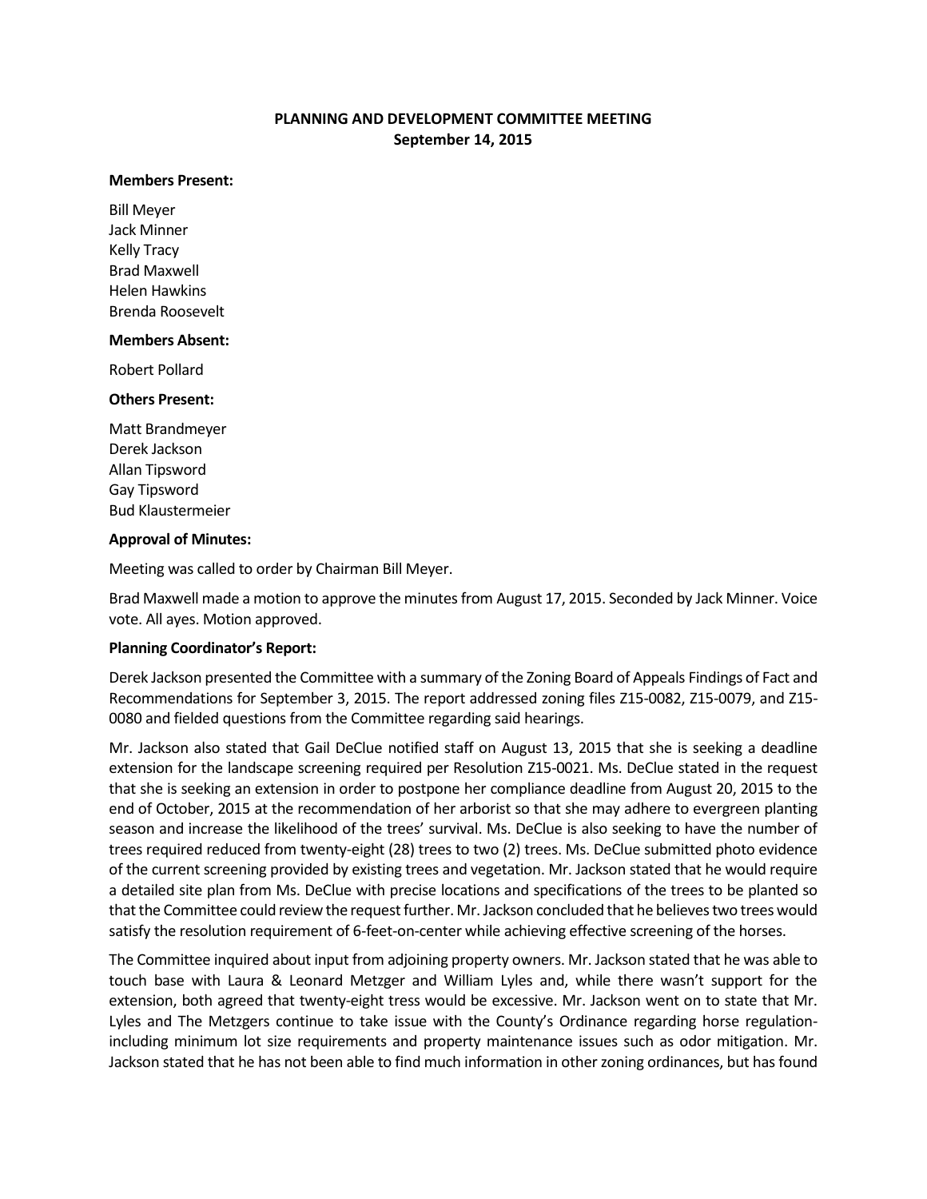# PLANNING AND DEVELOPMENT COMMITTEE MEETING
## September 14, 2015

**Members Present:**

Bill Meyer
Jack Minner
Kelly Tracy
Brad Maxwell
Helen Hawkins
Brenda Roosevelt

**Members Absent:**

Robert Pollard

**Others Present:**

Matt Brandmeyer
Derek Jackson
Allan Tipsword
Gay Tipsword
Bud Klaustermeier

**Approval of Minutes:**

Meeting was called to order by Chairman Bill Meyer.

Brad Maxwell made a motion to approve the minutes from August 17, 2015. Seconded by Jack Minner. Voice vote. All ayes. Motion approved.

**Planning Coordinator's Report:**

Derek Jackson presented the Committee with a summary of the Zoning Board of Appeals Findings of Fact and Recommendations for September 3, 2015. The report addressed zoning files Z15-0082, Z15-0079, and Z15-0080 and fielded questions from the Committee regarding said hearings.

Mr. Jackson also stated that Gail DeClue notified staff on August 13, 2015 that she is seeking a deadline extension for the landscape screening required per Resolution Z15-0021. Ms. DeClue stated in the request that she is seeking an extension in order to postpone her compliance deadline from August 20, 2015 to the end of October, 2015 at the recommendation of her arborist so that she may adhere to evergreen planting season and increase the likelihood of the trees' survival. Ms. DeClue is also seeking to have the number of trees required reduced from twenty-eight (28) trees to two (2) trees. Ms. DeClue submitted photo evidence of the current screening provided by existing trees and vegetation. Mr. Jackson stated that he would require a detailed site plan from Ms. DeClue with precise locations and specifications of the trees to be planted so that the Committee could review the request further. Mr. Jackson concluded that he believes two trees would satisfy the resolution requirement of 6-feet-on-center while achieving effective screening of the horses.

The Committee inquired about input from adjoining property owners. Mr. Jackson stated that he was able to touch base with Laura & Leonard Metzger and William Lyles and, while there wasn't support for the extension, both agreed that twenty-eight tress would be excessive. Mr. Jackson went on to state that Mr. Lyles and The Metzgers continue to take issue with the County's Ordinance regarding horse regulation- including minimum lot size requirements and property maintenance issues such as odor mitigation. Mr. Jackson stated that he has not been able to find much information in other zoning ordinances, but has found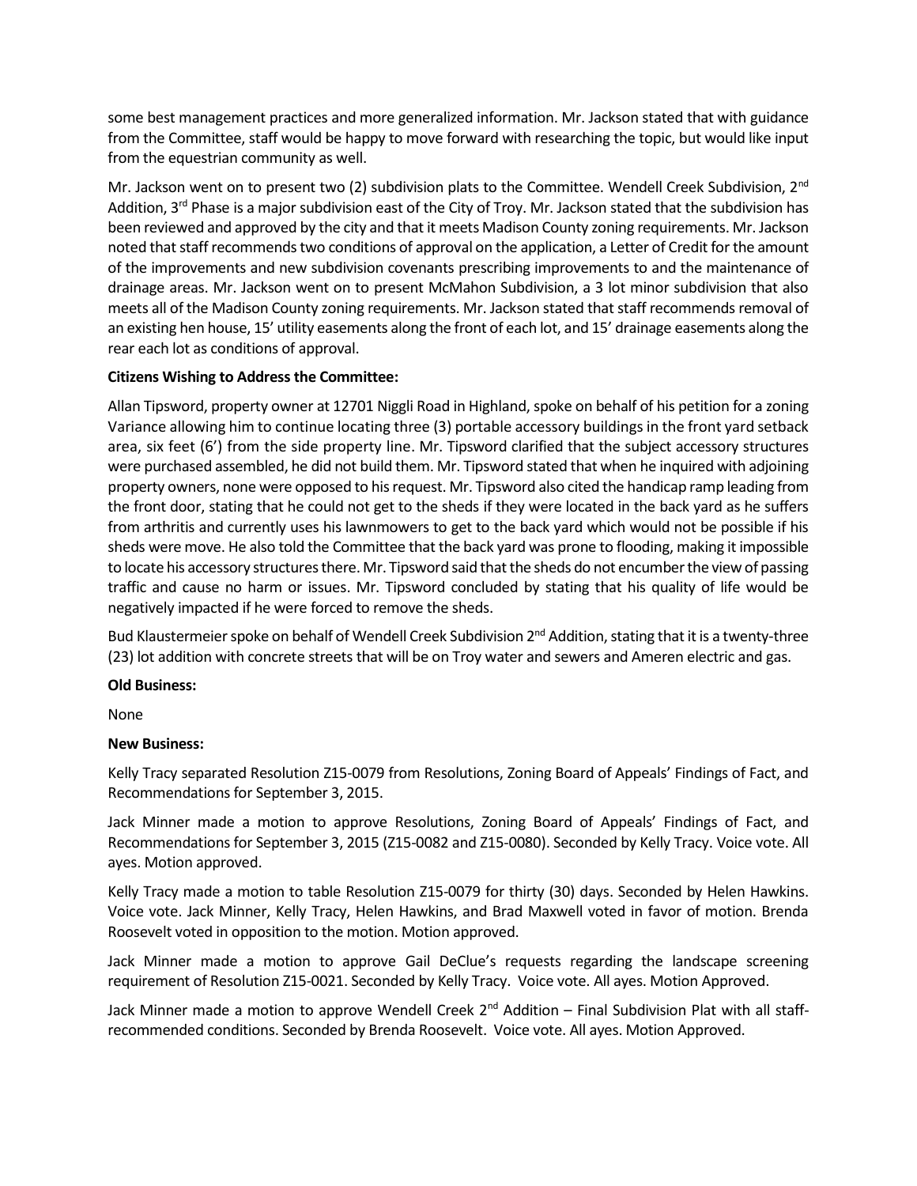some best management practices and more generalized information. Mr. Jackson stated that with guidance from the Committee, staff would be happy to move forward with researching the topic, but would like input from the equestrian community as well.

Mr. Jackson went on to present two (2) subdivision plats to the Committee. Wendell Creek Subdivision, 2nd Addition, 3rd Phase is a major subdivision east of the City of Troy. Mr. Jackson stated that the subdivision has been reviewed and approved by the city and that it meets Madison County zoning requirements. Mr. Jackson noted that staff recommends two conditions of approval on the application, a Letter of Credit for the amount of the improvements and new subdivision covenants prescribing improvements to and the maintenance of drainage areas. Mr. Jackson went on to present McMahon Subdivision, a 3 lot minor subdivision that also meets all of the Madison County zoning requirements. Mr. Jackson stated that staff recommends removal of an existing hen house, 15' utility easements along the front of each lot, and 15' drainage easements along the rear each lot as conditions of approval.

**Citizens Wishing to Address the Committee:**

Allan Tipsword, property owner at 12701 Niggli Road in Highland, spoke on behalf of his petition for a zoning Variance allowing him to continue locating three (3) portable accessory buildings in the front yard setback area, six feet (6') from the side property line. Mr. Tipsword clarified that the subject accessory structures were purchased assembled, he did not build them. Mr. Tipsword stated that when he inquired with adjoining property owners, none were opposed to his request. Mr. Tipsword also cited the handicap ramp leading from the front door, stating that he could not get to the sheds if they were located in the back yard as he suffers from arthritis and currently uses his lawnmowers to get to the back yard which would not be possible if his sheds were move. He also told the Committee that the back yard was prone to flooding, making it impossible to locate his accessory structures there. Mr. Tipsword said that the sheds do not encumber the view of passing traffic and cause no harm or issues. Mr. Tipsword concluded by stating that his quality of life would be negatively impacted if he were forced to remove the sheds.

Bud Klaustermeier spoke on behalf of Wendell Creek Subdivision 2nd Addition, stating that it is a twenty-three (23) lot addition with concrete streets that will be on Troy water and sewers and Ameren electric and gas.

**Old Business:**

None

**New Business:**

Kelly Tracy separated Resolution Z15-0079 from Resolutions, Zoning Board of Appeals' Findings of Fact, and Recommendations for September 3, 2015.

Jack Minner made a motion to approve Resolutions, Zoning Board of Appeals' Findings of Fact, and Recommendations for September 3, 2015 (Z15-0082 and Z15-0080). Seconded by Kelly Tracy. Voice vote. All ayes. Motion approved.

Kelly Tracy made a motion to table Resolution Z15-0079 for thirty (30) days. Seconded by Helen Hawkins. Voice vote. Jack Minner, Kelly Tracy, Helen Hawkins, and Brad Maxwell voted in favor of motion. Brenda Roosevelt voted in opposition to the motion. Motion approved.

Jack Minner made a motion to approve Gail DeClue's requests regarding the landscape screening requirement of Resolution Z15-0021. Seconded by Kelly Tracy. Voice vote. All ayes. Motion Approved.

Jack Minner made a motion to approve Wendell Creek 2nd Addition – Final Subdivision Plat with all staff-recommended conditions. Seconded by Brenda Roosevelt. Voice vote. All ayes. Motion Approved.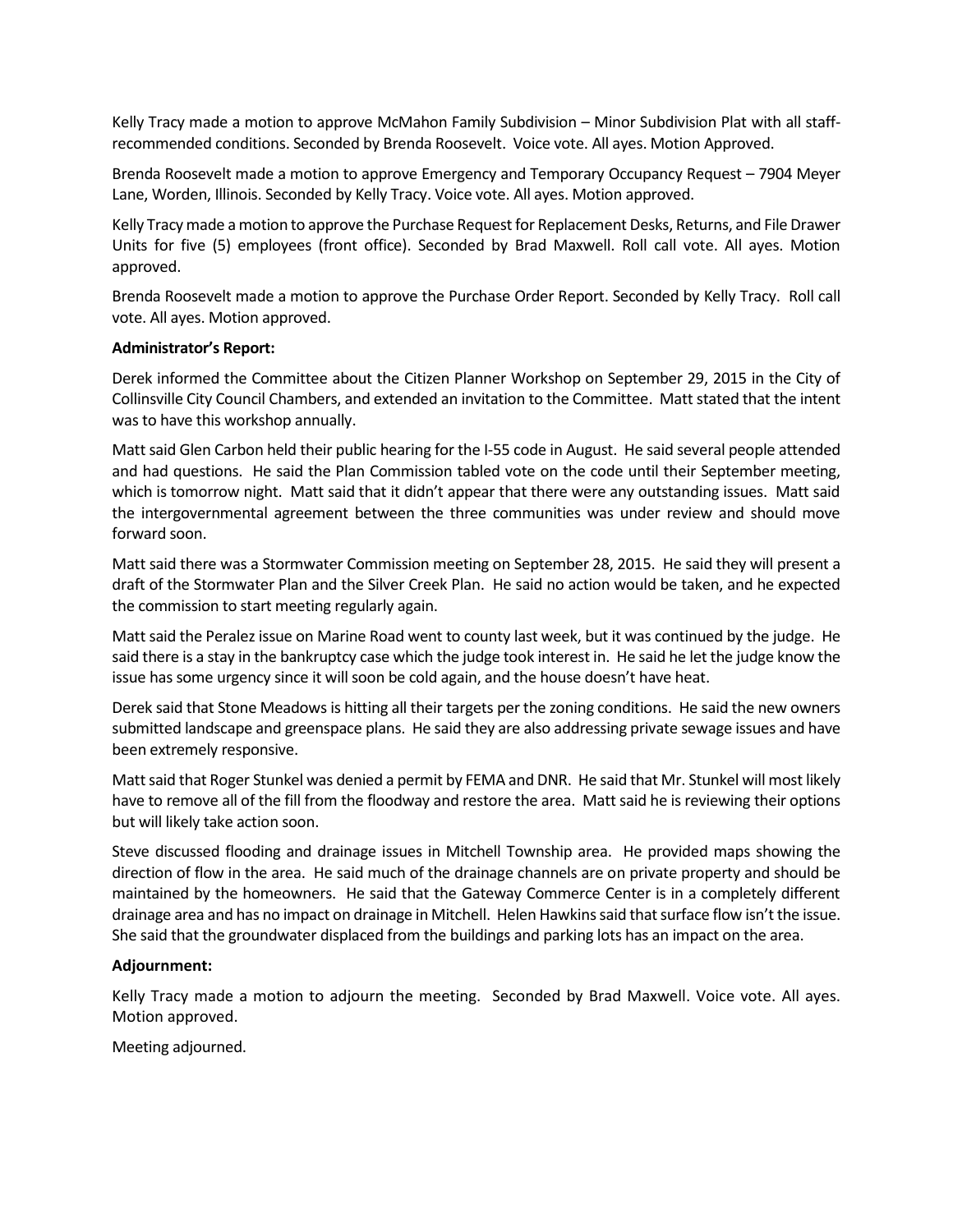Kelly Tracy made a motion to approve McMahon Family Subdivision – Minor Subdivision Plat with all staff-recommended conditions. Seconded by Brenda Roosevelt. Voice vote. All ayes. Motion Approved.

Brenda Roosevelt made a motion to approve Emergency and Temporary Occupancy Request – 7904 Meyer Lane, Worden, Illinois. Seconded by Kelly Tracy. Voice vote. All ayes. Motion approved.

Kelly Tracy made a motion to approve the Purchase Request for Replacement Desks, Returns, and File Drawer Units for five (5) employees (front office). Seconded by Brad Maxwell. Roll call vote. All ayes. Motion approved.

Brenda Roosevelt made a motion to approve the Purchase Order Report. Seconded by Kelly Tracy. Roll call vote. All ayes. Motion approved.

**Administrator's Report:**

Derek informed the Committee about the Citizen Planner Workshop on September 29, 2015 in the City of Collinsville City Council Chambers, and extended an invitation to the Committee. Matt stated that the intent was to have this workshop annually.

Matt said Glen Carbon held their public hearing for the I-55 code in August. He said several people attended and had questions. He said the Plan Commission tabled vote on the code until their September meeting, which is tomorrow night. Matt said that it didn't appear that there were any outstanding issues. Matt said the intergovernmental agreement between the three communities was under review and should move forward soon.

Matt said there was a Stormwater Commission meeting on September 28, 2015. He said they will present a draft of the Stormwater Plan and the Silver Creek Plan. He said no action would be taken, and he expected the commission to start meeting regularly again.

Matt said the Peralez issue on Marine Road went to county last week, but it was continued by the judge. He said there is a stay in the bankruptcy case which the judge took interest in. He said he let the judge know the issue has some urgency since it will soon be cold again, and the house doesn't have heat.

Derek said that Stone Meadows is hitting all their targets per the zoning conditions. He said the new owners submitted landscape and greenspace plans. He said they are also addressing private sewage issues and have been extremely responsive.

Matt said that Roger Stunkel was denied a permit by FEMA and DNR. He said that Mr. Stunkel will most likely have to remove all of the fill from the floodway and restore the area. Matt said he is reviewing their options but will likely take action soon.

Steve discussed flooding and drainage issues in Mitchell Township area. He provided maps showing the direction of flow in the area. He said much of the drainage channels are on private property and should be maintained by the homeowners. He said that the Gateway Commerce Center is in a completely different drainage area and has no impact on drainage in Mitchell. Helen Hawkins said that surface flow isn't the issue. She said that the groundwater displaced from the buildings and parking lots has an impact on the area.

**Adjournment:**

Kelly Tracy made a motion to adjourn the meeting. Seconded by Brad Maxwell. Voice vote. All ayes. Motion approved.

Meeting adjourned.